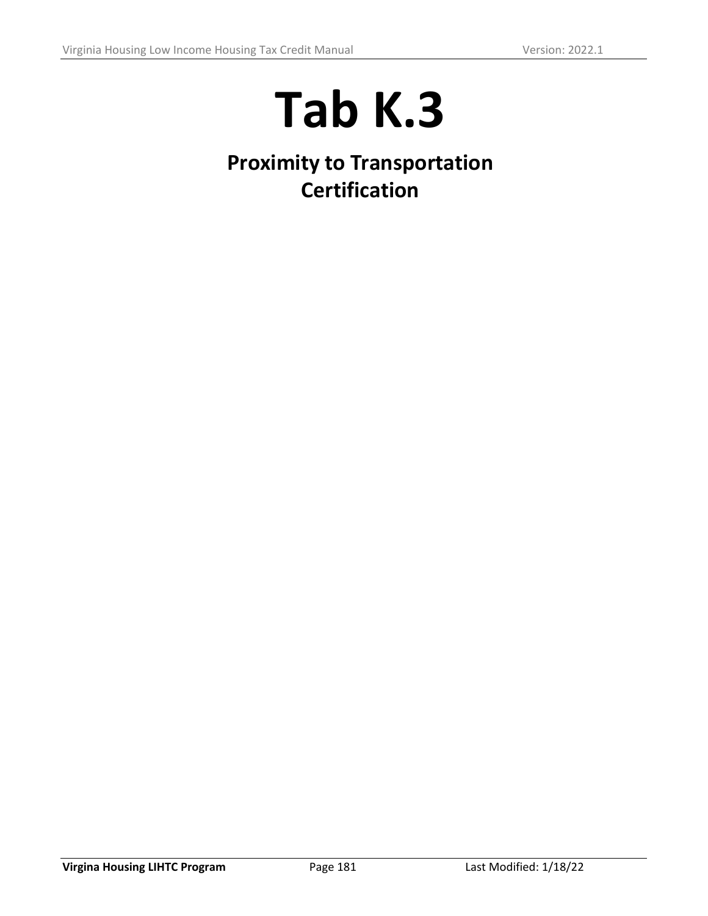# Tab K.3

## Proximity to Transportation Certification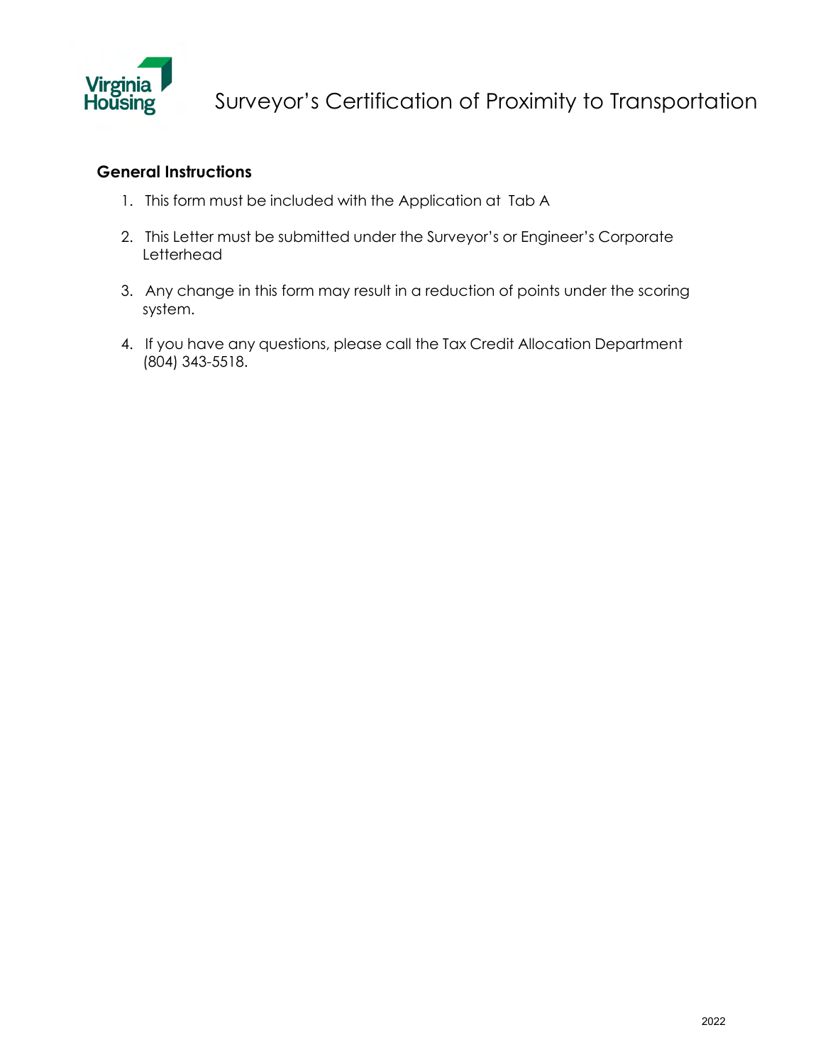# Surveyor's Certification of Proximity to Transportation

## General Instructions

1. This form must be included with the Application at Tab A
2. This Letter must be submitted under the Surveyor's or Engineer's Corporate Letterhead
3. Any change in this form may result in a reduction of points under the scoring system.
4. If you have any questions, please call the Tax Credit Allocation Department (804) 343-5518.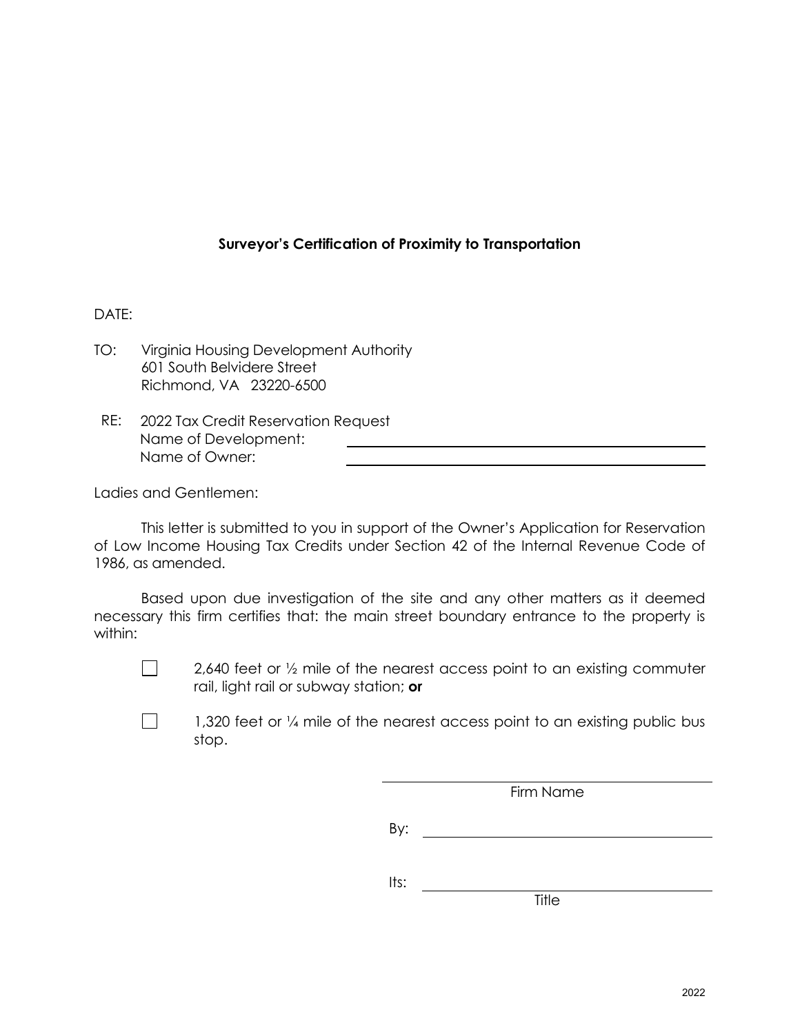## Surveyor's Certification of Proximity to Transportation

DATE:

TO: Virginia Housing Development Authority
601 South Belvidere Street
Richmond, VA 23220-6500

RE: 2022 Tax Credit Reservation Request
Name of Development: ______________________________
Name of Owner: ______________________________

Ladies and Gentlemen:

This letter is submitted to you in support of the Owner's Application for Reservation of Low Income Housing Tax Credits under Section 42 of the Internal Revenue Code of 1986, as amended.

Based upon due investigation of the site and any other matters as it deemed necessary this firm certifies that: the main street boundary entrance to the property is within:

- ☐ 2,640 feet or ½ mile of the nearest access point to an existing commuter rail, light rail or subway station; **or**
- ☐ 1,320 feet or ¼ mile of the nearest access point to an existing public bus stop.

______________________________
Firm Name

By: ______________________________

Its: ______________________________
Title